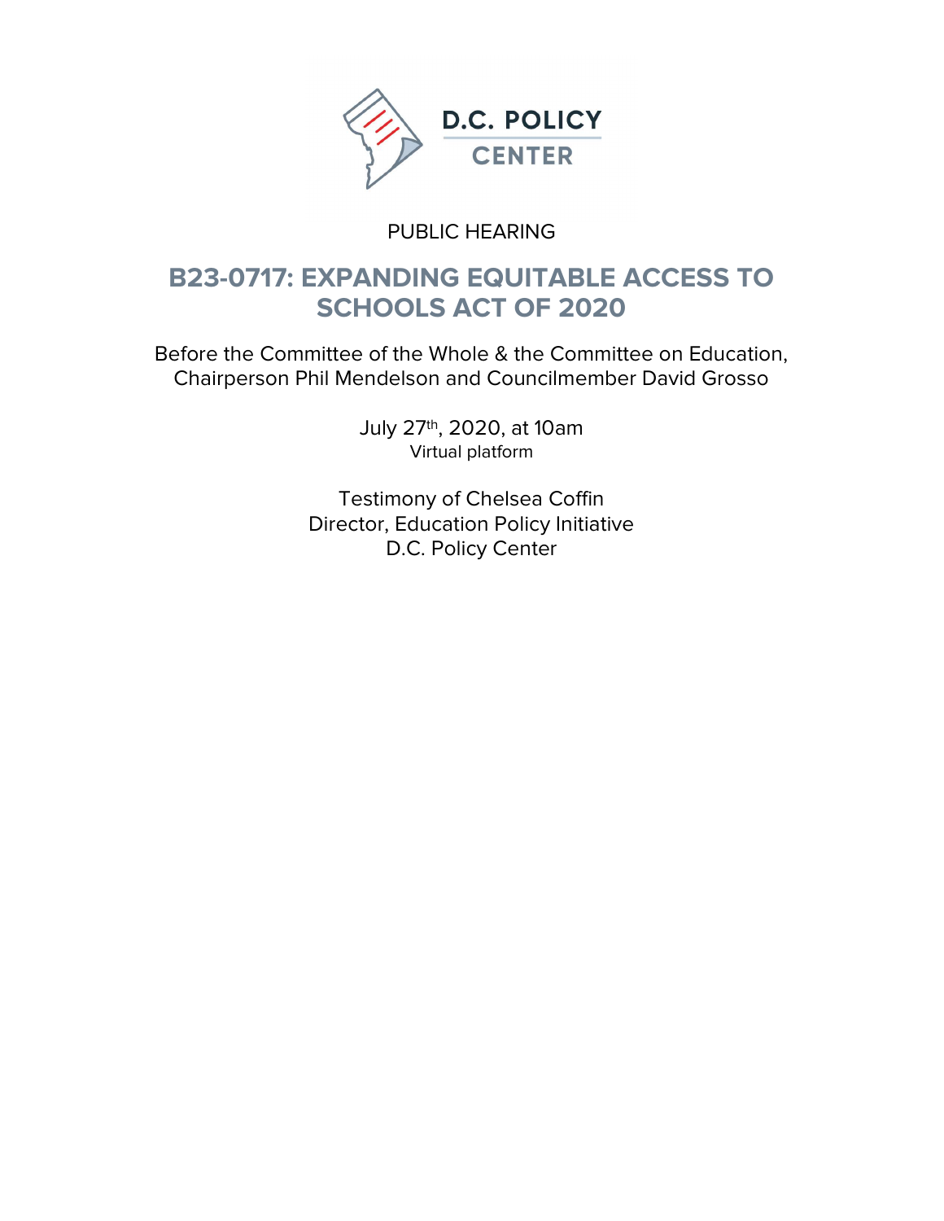D.C. POLICY CENTER

PUBLIC HEARING

# B23-0717: EXPANDING EQUITABLE ACCESS TO SCHOOLS ACT OF 2020

Before the Committee of the Whole & the Committee on Education, Chairperson Phil Mendelson and Councilmember David Grosso

July 27th, 2020, at 10am
Virtual platform

Testimony of Chelsea Coffin
Director, Education Policy Initiative
D.C. Policy Center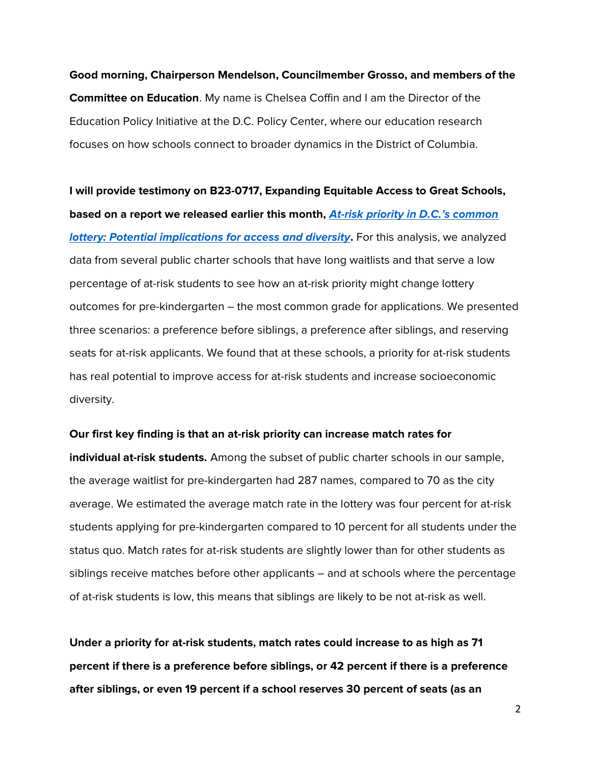**Good morning, Chairperson Mendelson, Councilmember Grosso, and members of the Committee on Education**. My name is Chelsea Coffin and I am the Director of the Education Policy Initiative at the D.C. Policy Center, where our education research focuses on how schools connect to broader dynamics in the District of Columbia.

**I will provide testimony on B23-0717, Expanding Equitable Access to Great Schools, based on a report we released earlier this month, *At-risk priority in D.C.'s common lottery: Potential implications for access and diversity*.** For this analysis, we analyzed data from several public charter schools that have long waitlists and that serve a low percentage of at-risk students to see how an at-risk priority might change lottery outcomes for pre-kindergarten – the most common grade for applications. We presented three scenarios: a preference before siblings, a preference after siblings, and reserving seats for at-risk applicants. We found that at these schools, a priority for at-risk students has real potential to improve access for at-risk students and increase socioeconomic diversity.

**Our first key finding is that an at-risk priority can increase match rates for individual at-risk students.** Among the subset of public charter schools in our sample, the average waitlist for pre-kindergarten had 287 names, compared to 70 as the city average. We estimated the average match rate in the lottery was four percent for at-risk students applying for pre-kindergarten compared to 10 percent for all students under the status quo. Match rates for at-risk students are slightly lower than for other students as siblings receive matches before other applicants – and at schools where the percentage of at-risk students is low, this means that siblings are likely to be not at-risk as well.

**Under a priority for at-risk students, match rates could increase to as high as 71 percent if there is a preference before siblings, or 42 percent if there is a preference after siblings, or even 19 percent if a school reserves 30 percent of seats (as an**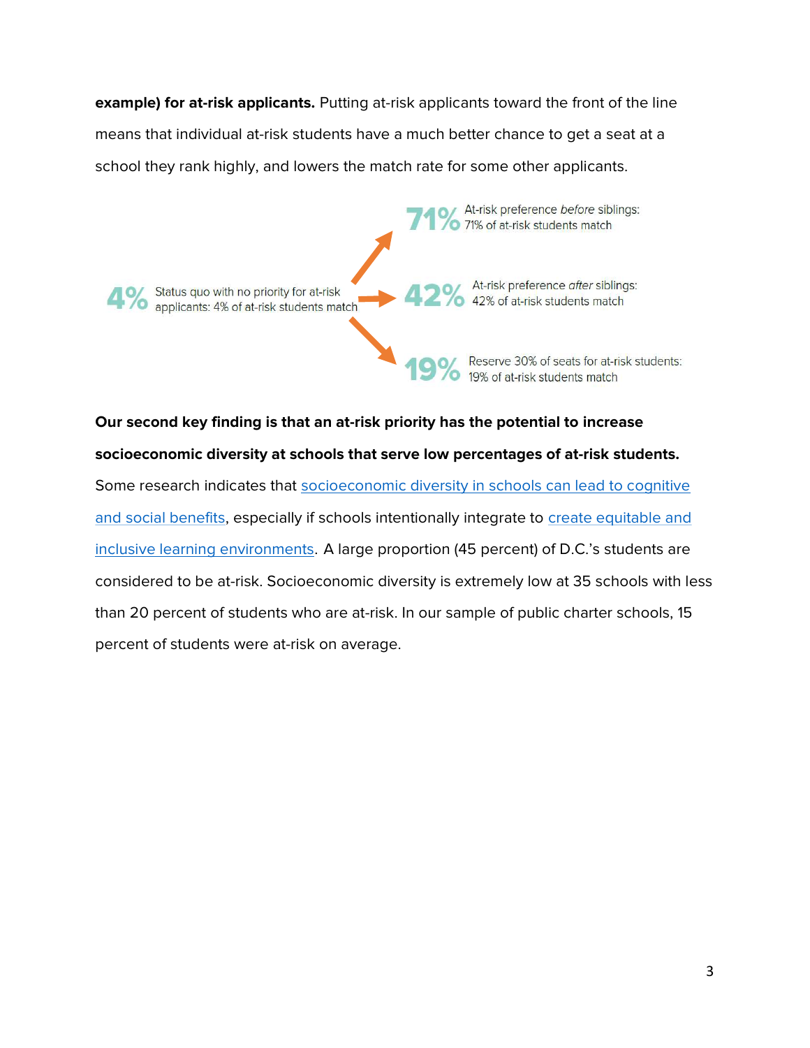**example) for at-risk applicants.** Putting at-risk applicants toward the front of the line means that individual at-risk students have a much better chance to get a seat at a school they rank highly, and lowers the match rate for some other applicants.

**4%** Status quo with no priority for at-risk applicants: 4% of at-risk students match

**71%** At-risk preference *before* siblings: 71% of at-risk students match

**42%** At-risk preference *after* siblings: 42% of at-risk students match

**19%** Reserve 30% of seats for at-risk students: 19% of at-risk students match

**Our second key finding is that an at-risk priority has the potential to increase socioeconomic diversity at schools that serve low percentages of at-risk students.** Some research indicates that [socioeconomic diversity in schools can lead to cognitive and social benefits], especially if schools intentionally integrate to [create equitable and inclusive learning environments]. A large proportion (45 percent) of D.C.'s students are considered to be at-risk. Socioeconomic diversity is extremely low at 35 schools with less than 20 percent of students who are at-risk. In our sample of public charter schools, 15 percent of students were at-risk on average.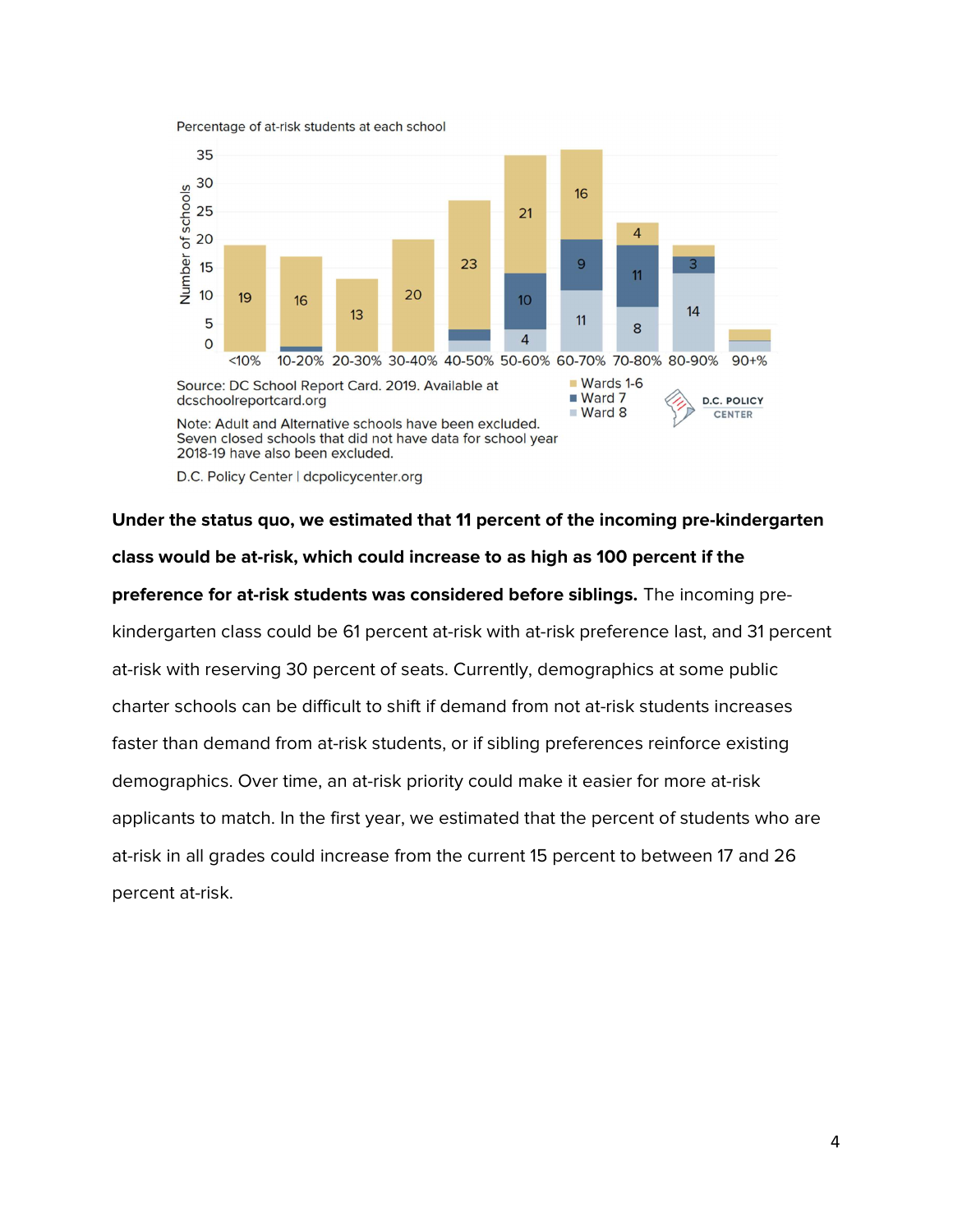Percentage of at-risk students at each school

| Percentage of at-risk students | Wards 1-6 | Ward 7 | Ward 8 |
|---|---|---|---|
| <10% | 19 | | |
| 10-20% | 16 | | |
| 20-30% | 13 | | |
| 30-40% | 20 | | |
| 40-50% | 23 | | |
| 50-60% | 21 | 10 | 4 |
| 60-70% | 16 | 9 | 11 |
| 70-80% | 4 | 11 | 8 |
| 80-90% | | 3 | 14 |
| 90+% | | | |

Source: DC School Report Card. 2019. Available at dcschoolreportcard.org

Note: Adult and Alternative schools have been excluded. Seven closed schools that did not have data for school year 2018-19 have also been excluded.

D.C. Policy Center | dcpolicycenter.org

**Under the status quo, we estimated that 11 percent of the incoming pre-kindergarten class would be at-risk, which could increase to as high as 100 percent if the preference for at-risk students was considered before siblings.** The incoming pre-kindergarten class could be 61 percent at-risk with at-risk preference last, and 31 percent at-risk with reserving 30 percent of seats. Currently, demographics at some public charter schools can be difficult to shift if demand from not at-risk students increases faster than demand from at-risk students, or if sibling preferences reinforce existing demographics. Over time, an at-risk priority could make it easier for more at-risk applicants to match. In the first year, we estimated that the percent of students who are at-risk in all grades could increase from the current 15 percent to between 17 and 26 percent at-risk.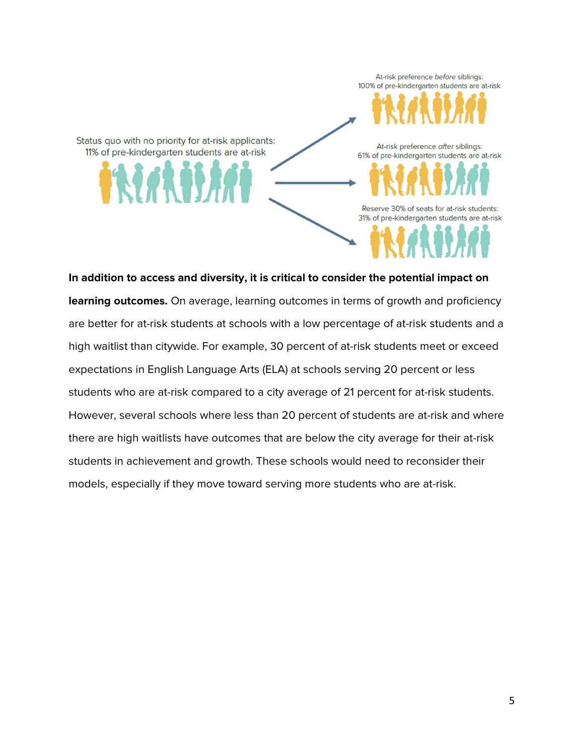Status quo with no priority for at-risk applicants: 11% of pre-kindergarten students are at-risk

At-risk preference *before* siblings: 100% of pre-kindergarten students are at-risk

At-risk preference *after* siblings: 61% of pre-kindergarten students are at-risk

Reserve 30% of seats for at-risk students: 31% of pre-kindergarten students are at-risk

**In addition to access and diversity, it is critical to consider the potential impact on learning outcomes.** On average, learning outcomes in terms of growth and proficiency are better for at-risk students at schools with a low percentage of at-risk students and a high waitlist than citywide. For example, 30 percent of at-risk students meet or exceed expectations in English Language Arts (ELA) at schools serving 20 percent or less students who are at-risk compared to a city average of 21 percent for at-risk students. However, several schools where less than 20 percent of students are at-risk and where there are high waitlists have outcomes that are below the city average for their at-risk students in achievement and growth. These schools would need to reconsider their models, especially if they move toward serving more students who are at-risk.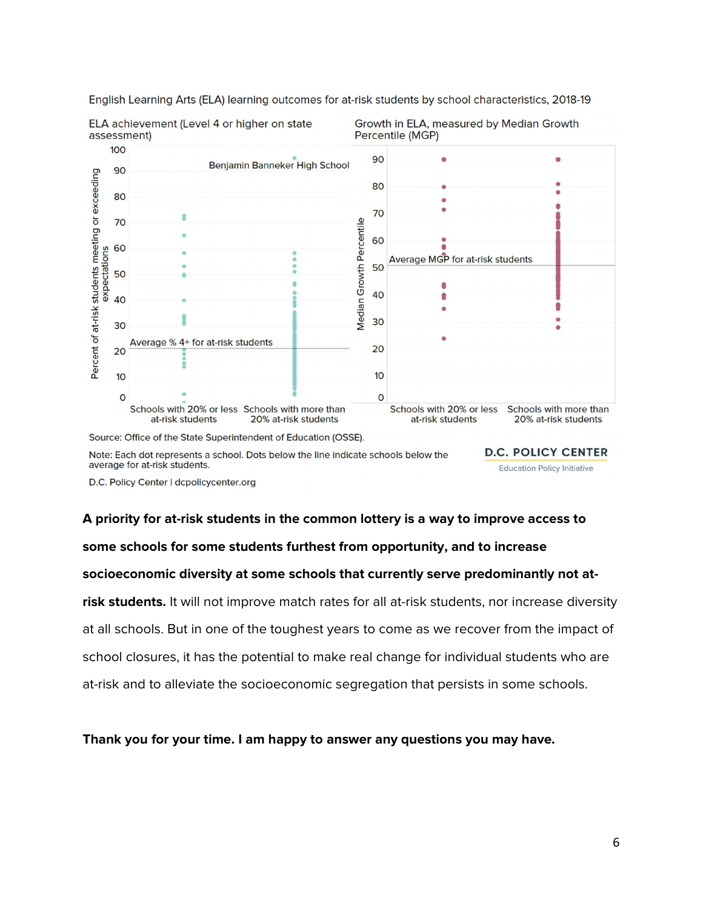English Learning Arts (ELA) learning outcomes for at-risk students by school characteristics, 2018-19

ELA achievement (Level 4 or higher on state assessment)

Percent of at-risk students meeting or exceeding expectations

100
90
80
70
60
50
40
30
20
10
0

Benjamin Banneker High School

Average % 4+ for at-risk students

Schools with 20% or less at-risk students

Schools with more than 20% at-risk students

Growth in ELA, measured by Median Growth Percentile (MGP)

Median Growth Percentile

90
80
70
60
50
40
30
20
10
0

Average MGP for at-risk students

Schools with 20% or less at-risk students

Schools with more than 20% at-risk students

Source: Office of the State Superintendent of Education (OSSE).

Note: Each dot represents a school. Dots below the line indicate schools below the average for at-risk students.

D.C. Policy Center | dcpolicycenter.org

D.C. POLICY CENTER
Education Policy Initiative

**A priority for at-risk students in the common lottery is a way to improve access to some schools for some students furthest from opportunity, and to increase socioeconomic diversity at some schools that currently serve predominantly not at-risk students.** It will not improve match rates for all at-risk students, nor increase diversity at all schools. But in one of the toughest years to come as we recover from the impact of school closures, it has the potential to make real change for individual students who are at-risk and to alleviate the socioeconomic segregation that persists in some schools.

**Thank you for your time. I am happy to answer any questions you may have.**